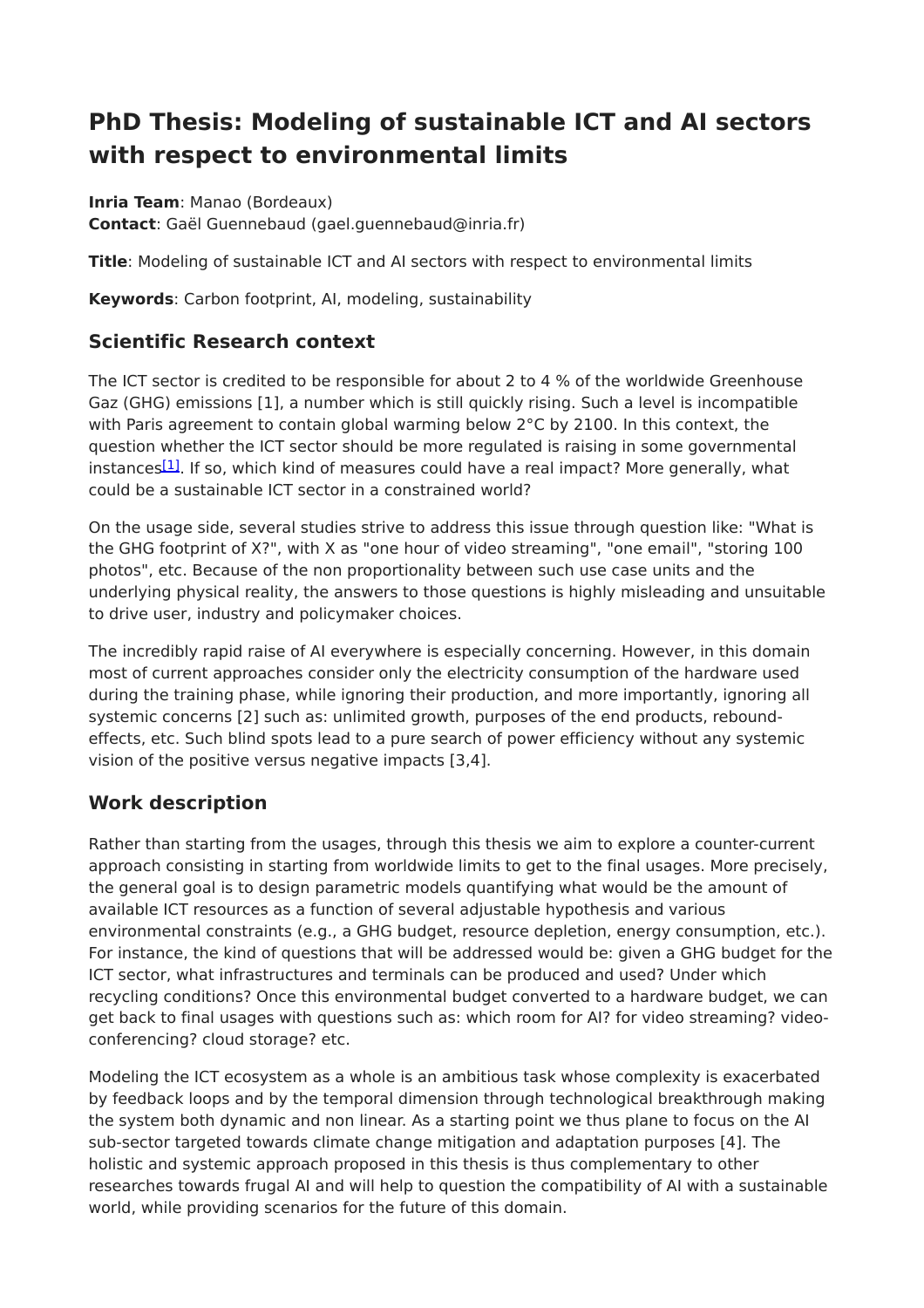# PhD Thesis: Modeling of sustainable ICT and AI sectors with respect to environmental limits

**Inria Team**: Manao (Bordeaux)
**Contact**: Gaël Guennebaud (gael.guennebaud@inria.fr)

**Title**: Modeling of sustainable ICT and AI sectors with respect to environmental limits

**Keywords**: Carbon footprint, AI, modeling, sustainability

## Scientific Research context

The ICT sector is credited to be responsible for about 2 to 4 % of the worldwide Greenhouse Gaz (GHG) emissions [1], a number which is still quickly rising. Such a level is incompatible with Paris agreement to contain global warming below 2°C by 2100. In this context, the question whether the ICT sector should be more regulated is raising in some governmental instances[1]. If so, which kind of measures could have a real impact? More generally, what could be a sustainable ICT sector in a constrained world?

On the usage side, several studies strive to address this issue through question like: "What is the GHG footprint of X?", with X as "one hour of video streaming", "one email", "storing 100 photos", etc. Because of the non proportionality between such use case units and the underlying physical reality, the answers to those questions is highly misleading and unsuitable to drive user, industry and policymaker choices.

The incredibly rapid raise of AI everywhere is especially concerning. However, in this domain most of current approaches consider only the electricity consumption of the hardware used during the training phase, while ignoring their production, and more importantly, ignoring all systemic concerns [2] such as: unlimited growth, purposes of the end products, rebound-effects, etc. Such blind spots lead to a pure search of power efficiency without any systemic vision of the positive versus negative impacts [3,4].

## Work description

Rather than starting from the usages, through this thesis we aim to explore a counter-current approach consisting in starting from worldwide limits to get to the final usages. More precisely, the general goal is to design parametric models quantifying what would be the amount of available ICT resources as a function of several adjustable hypothesis and various environmental constraints (e.g., a GHG budget, resource depletion, energy consumption, etc.). For instance, the kind of questions that will be addressed would be: given a GHG budget for the ICT sector, what infrastructures and terminals can be produced and used? Under which recycling conditions? Once this environmental budget converted to a hardware budget, we can get back to final usages with questions such as: which room for AI? for video streaming? video-conferencing? cloud storage? etc.

Modeling the ICT ecosystem as a whole is an ambitious task whose complexity is exacerbated by feedback loops and by the temporal dimension through technological breakthrough making the system both dynamic and non linear. As a starting point we thus plane to focus on the AI sub-sector targeted towards climate change mitigation and adaptation purposes [4]. The holistic and systemic approach proposed in this thesis is thus complementary to other researches towards frugal AI and will help to question the compatibility of AI with a sustainable world, while providing scenarios for the future of this domain.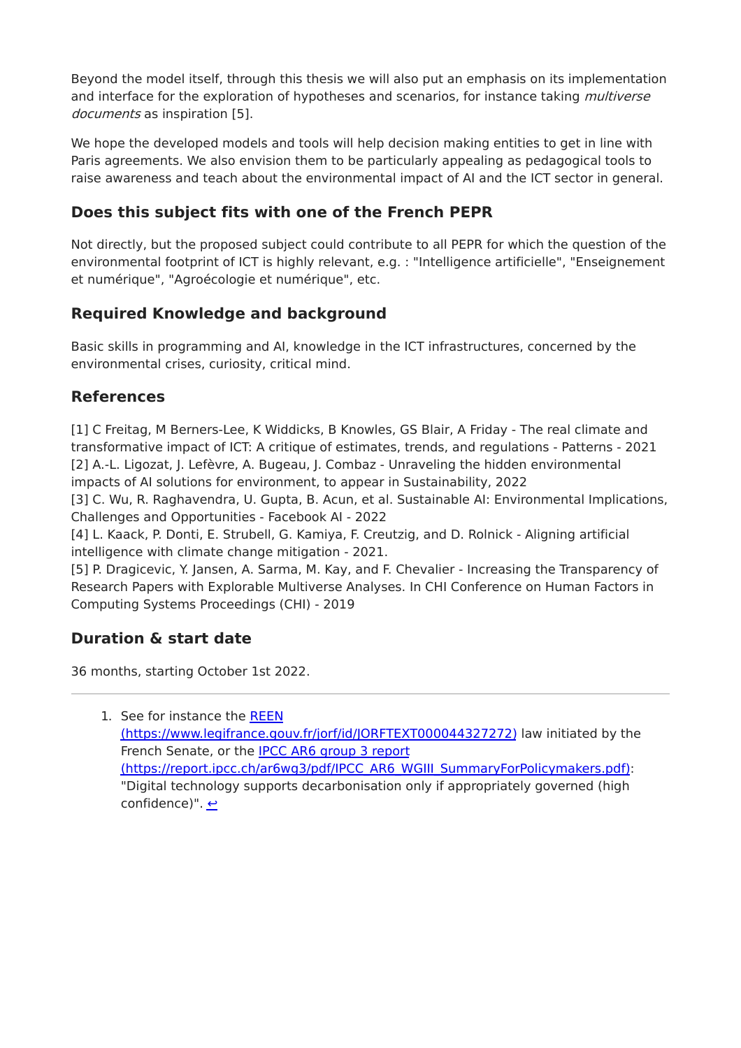Beyond the model itself, through this thesis we will also put an emphasis on its implementation and interface for the exploration of hypotheses and scenarios, for instance taking *multiverse documents* as inspiration [5].

We hope the developed models and tools will help decision making entities to get in line with Paris agreements. We also envision them to be particularly appealing as pedagogical tools to raise awareness and teach about the environmental impact of AI and the ICT sector in general.

### Does this subject fits with one of the French PEPR

Not directly, but the proposed subject could contribute to all PEPR for which the question of the environmental footprint of ICT is highly relevant, e.g. : "Intelligence artificielle", "Enseignement et numérique", "Agroécologie et numérique", etc.

### Required Knowledge and background

Basic skills in programming and AI, knowledge in the ICT infrastructures, concerned by the environmental crises, curiosity, critical mind.

### References

[1] C Freitag, M Berners-Lee, K Widdicks, B Knowles, GS Blair, A Friday - The real climate and transformative impact of ICT: A critique of estimates, trends, and regulations - Patterns - 2021
[2] A.-L. Ligozat, J. Lefèvre, A. Bugeau, J. Combaz - Unraveling the hidden environmental impacts of AI solutions for environment, to appear in Sustainability, 2022
[3] C. Wu, R. Raghavendra, U. Gupta, B. Acun, et al. Sustainable AI: Environmental Implications, Challenges and Opportunities - Facebook AI - 2022
[4] L. Kaack, P. Donti, E. Strubell, G. Kamiya, F. Creutzig, and D. Rolnick - Aligning artificial intelligence with climate change mitigation - 2021.
[5] P. Dragicevic, Y. Jansen, A. Sarma, M. Kay, and F. Chevalier - Increasing the Transparency of Research Papers with Explorable Multiverse Analyses. In CHI Conference on Human Factors in Computing Systems Proceedings (CHI) - 2019

### Duration & start date

36 months, starting October 1st 2022.

---

1. See for instance the [REEN (https://www.legifrance.gouv.fr/jorf/id/JORFTEXT000044327272)](https://www.legifrance.gouv.fr/jorf/id/JORFTEXT000044327272) law initiated by the French Senate, or the [IPCC AR6 group 3 report (https://report.ipcc.ch/ar6wg3/pdf/IPCC_AR6_WGIII_SummaryForPolicymakers.pdf)](https://report.ipcc.ch/ar6wg3/pdf/IPCC_AR6_WGIII_SummaryForPolicymakers.pdf): "Digital technology supports decarbonisation only if appropriately governed (high confidence)". ↩